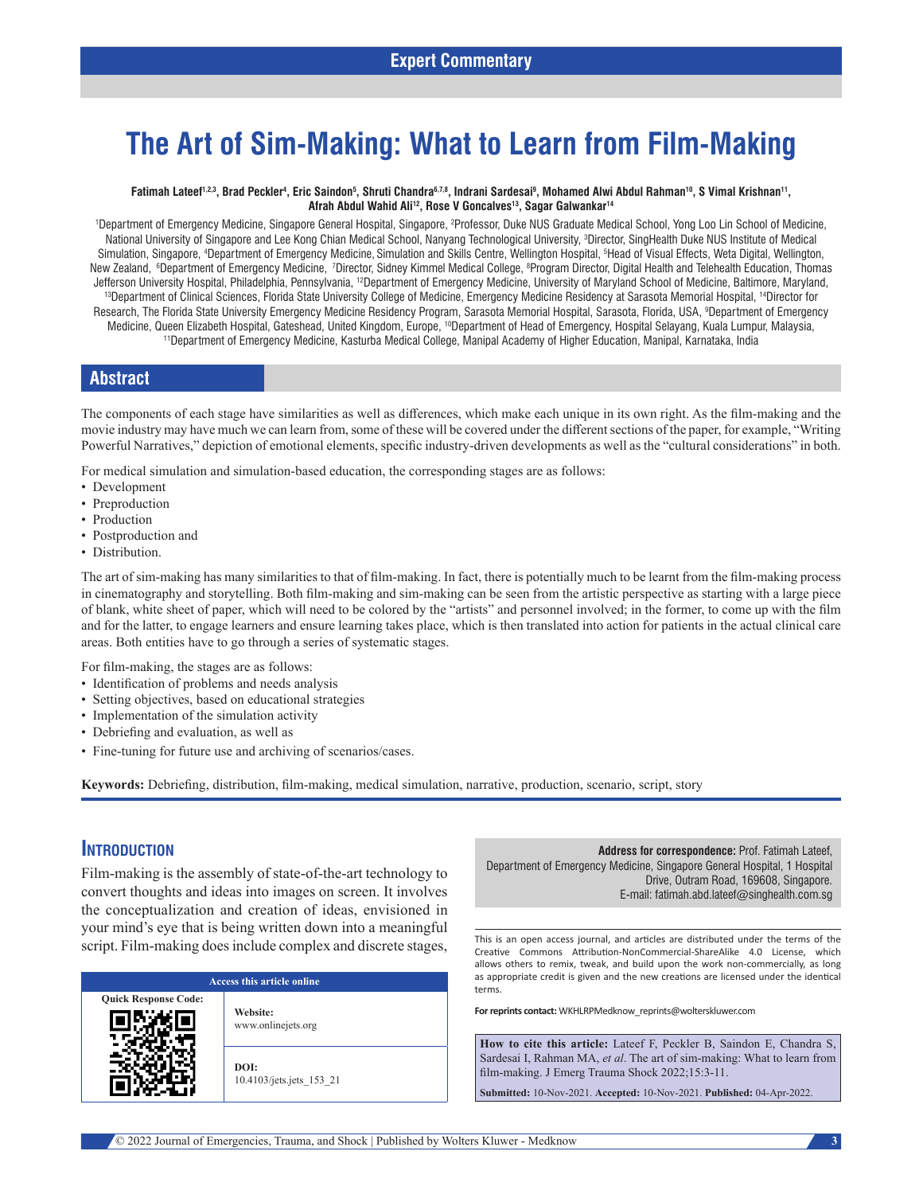Expert Commentary

# The Art of Sim-Making: What to Learn from Film-Making

**Fatimah Lateef[1,2,3], Brad Peckler[4], Eric Saindon[5], Shruti Chandra[6,7,8], Indrani Sardesai[9], Mohamed Alwi Abdul Rahman[10], S Vimal Krishnan[11], Afrah Abdul Wahid Ali[12], Rose V Goncalves[13], Sagar Galwankar[14]**

[1]Department of Emergency Medicine, Singapore General Hospital, Singapore, [2]Professor, Duke NUS Graduate Medical School, Yong Loo Lin School of Medicine, National University of Singapore and Lee Kong Chian Medical School, Nanyang Technological University, [3]Director, SingHealth Duke NUS Institute of Medical Simulation, Singapore, [4]Department of Emergency Medicine, Simulation and Skills Centre, Wellington Hospital, [5]Head of Visual Effects, Weta Digital, Wellington, New Zealand, [6]Department of Emergency Medicine, [7]Director, Sidney Kimmel Medical College, [8]Program Director, Digital Health and Telehealth Education, Thomas Jefferson University Hospital, Philadelphia, Pennsylvania, [12]Department of Emergency Medicine, University of Maryland School of Medicine, Baltimore, Maryland, [13]Department of Clinical Sciences, Florida State University College of Medicine, Emergency Medicine Residency at Sarasota Memorial Hospital, [14]Director for Research, The Florida State University Emergency Medicine Residency Program, Sarasota Memorial Hospital, Sarasota, Florida, USA, [9]Department of Emergency Medicine, Queen Elizabeth Hospital, Gateshead, United Kingdom, Europe, [10]Department of Head of Emergency, Hospital Selayang, Kuala Lumpur, Malaysia, [11]Department of Emergency Medicine, Kasturba Medical College, Manipal Academy of Higher Education, Manipal, Karnataka, India

## Abstract

The components of each stage have similarities as well as differences, which make each unique in its own right. As the film-making and the movie industry may have much we can learn from, some of these will be covered under the different sections of the paper, for example, "Writing Powerful Narratives," depiction of emotional elements, specific industry-driven developments as well as the "cultural considerations" in both.

For medical simulation and simulation-based education, the corresponding stages are as follows:

- Development
- Preproduction
- Production
- Postproduction and
- Distribution.

The art of sim-making has many similarities to that of film-making. In fact, there is potentially much to be learnt from the film-making process in cinematography and storytelling. Both film-making and sim-making can be seen from the artistic perspective as starting with a large piece of blank, white sheet of paper, which will need to be colored by the "artists" and personnel involved; in the former, to come up with the film and for the latter, to engage learners and ensure learning takes place, which is then translated into action for patients in the actual clinical care areas. Both entities have to go through a series of systematic stages.

For film-making, the stages are as follows:

- Identification of problems and needs analysis
- Setting objectives, based on educational strategies
- Implementation of the simulation activity
- Debriefing and evaluation, as well as
- Fine-tuning for future use and archiving of scenarios/cases.

**Keywords:** Debriefing, distribution, film-making, medical simulation, narrative, production, scenario, script, story

## Introduction

Film-making is the assembly of state-of-the-art technology to convert thoughts and ideas into images on screen. It involves the conceptualization and creation of ideas, envisioned in your mind's eye that is being written down into a meaningful script. Film-making does include complex and discrete stages,

| Access this article online | |
|---|---|
| Quick Response Code: | Website: www.onlinejets.org |
| | DOI: 10.4103/jets.jets_153_21 |

**Address for correspondence:** Prof. Fatimah Lateef, Department of Emergency Medicine, Singapore General Hospital, 1 Hospital Drive, Outram Road, 169608, Singapore. E-mail: fatimah.abd.lateef@singhealth.com.sg

This is an open access journal, and articles are distributed under the terms of the Creative Commons Attribution-NonCommercial-ShareAlike 4.0 License, which allows others to remix, tweak, and build upon the work non-commercially, as long as appropriate credit is given and the new creations are licensed under the identical terms.

**For reprints contact:** WKHLRPMedknow_reprints@wolterskluwer.com

**How to cite this article:** Lateef F, Peckler B, Saindon E, Chandra S, Sardesai I, Rahman MA, *et al*. The art of sim-making: What to learn from film-making. J Emerg Trauma Shock 2022;15:3-11.

**Submitted:** 10-Nov-2021. **Accepted:** 10-Nov-2021. **Published:** 04-Apr-2022.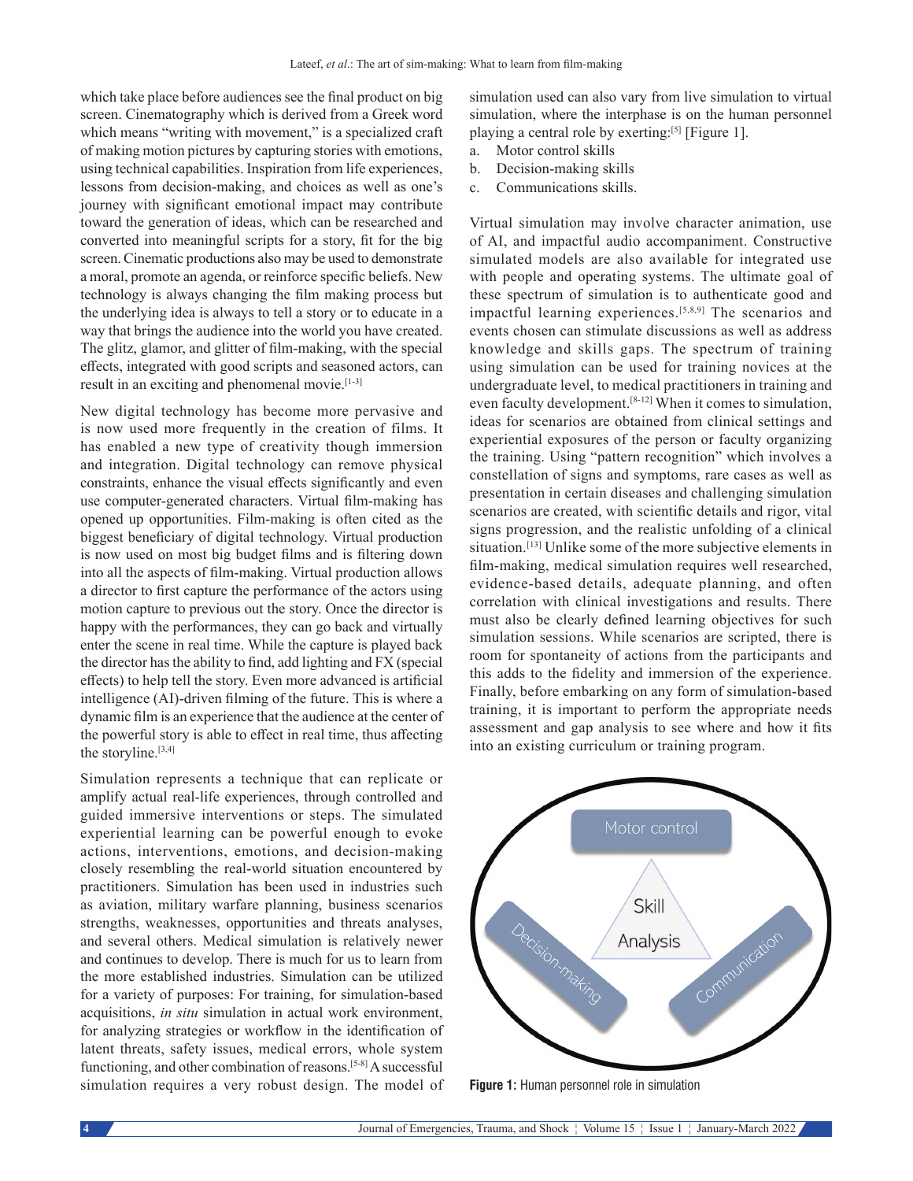which take place before audiences see the final product on big screen. Cinematography which is derived from a Greek word which means "writing with movement," is a specialized craft of making motion pictures by capturing stories with emotions, using technical capabilities. Inspiration from life experiences, lessons from decision-making, and choices as well as one's journey with significant emotional impact may contribute toward the generation of ideas, which can be researched and converted into meaningful scripts for a story, fit for the big screen. Cinematic productions also may be used to demonstrate a moral, promote an agenda, or reinforce specific beliefs. New technology is always changing the film making process but the underlying idea is always to tell a story or to educate in a way that brings the audience into the world you have created. The glitz, glamor, and glitter of film-making, with the special effects, integrated with good scripts and seasoned actors, can result in an exciting and phenomenal movie.[1-3]

New digital technology has become more pervasive and is now used more frequently in the creation of films. It has enabled a new type of creativity though immersion and integration. Digital technology can remove physical constraints, enhance the visual effects significantly and even use computer-generated characters. Virtual film-making has opened up opportunities. Film-making is often cited as the biggest beneficiary of digital technology. Virtual production is now used on most big budget films and is filtering down into all the aspects of film-making. Virtual production allows a director to first capture the performance of the actors using motion capture to previous out the story. Once the director is happy with the performances, they can go back and virtually enter the scene in real time. While the capture is played back the director has the ability to find, add lighting and FX (special effects) to help tell the story. Even more advanced is artificial intelligence (AI)-driven filming of the future. This is where a dynamic film is an experience that the audience at the center of the powerful story is able to effect in real time, thus affecting the storyline.[3,4]

Simulation represents a technique that can replicate or amplify actual real-life experiences, through controlled and guided immersive interventions or steps. The simulated experiential learning can be powerful enough to evoke actions, interventions, emotions, and decision-making closely resembling the real-world situation encountered by practitioners. Simulation has been used in industries such as aviation, military warfare planning, business scenarios strengths, weaknesses, opportunities and threats analyses, and several others. Medical simulation is relatively newer and continues to develop. There is much for us to learn from the more established industries. Simulation can be utilized for a variety of purposes: For training, for simulation-based acquisitions, *in situ* simulation in actual work environment, for analyzing strategies or workflow in the identification of latent threats, safety issues, medical errors, whole system functioning, and other combination of reasons.[5-8] A successful simulation requires a very robust design. The model of simulation used can also vary from live simulation to virtual simulation, where the interphase is on the human personnel playing a central role by exerting:[5] [Figure 1].

a. Motor control skills
b. Decision-making skills
c. Communications skills.

Virtual simulation may involve character animation, use of AI, and impactful audio accompaniment. Constructive simulated models are also available for integrated use with people and operating systems. The ultimate goal of these spectrum of simulation is to authenticate good and impactful learning experiences.[5,8,9] The scenarios and events chosen can stimulate discussions as well as address knowledge and skills gaps. The spectrum of training using simulation can be used for training novices at the undergraduate level, to medical practitioners in training and even faculty development.[8-12] When it comes to simulation, ideas for scenarios are obtained from clinical settings and experiential exposures of the person or faculty organizing the training. Using "pattern recognition" which involves a constellation of signs and symptoms, rare cases as well as presentation in certain diseases and challenging simulation scenarios are created, with scientific details and rigor, vital signs progression, and the realistic unfolding of a clinical situation.[13] Unlike some of the more subjective elements in film-making, medical simulation requires well researched, evidence-based details, adequate planning, and often correlation with clinical investigations and results. There must also be clearly defined learning objectives for such simulation sessions. While scenarios are scripted, there is room for spontaneity of actions from the participants and this adds to the fidelity and immersion of the experience. Finally, before embarking on any form of simulation-based training, it is important to perform the appropriate needs assessment and gap analysis to see where and how it fits into an existing curriculum or training program.

Motor control

Skill Analysis

Decision-making

Communication

**Figure 1:** Human personnel role in simulation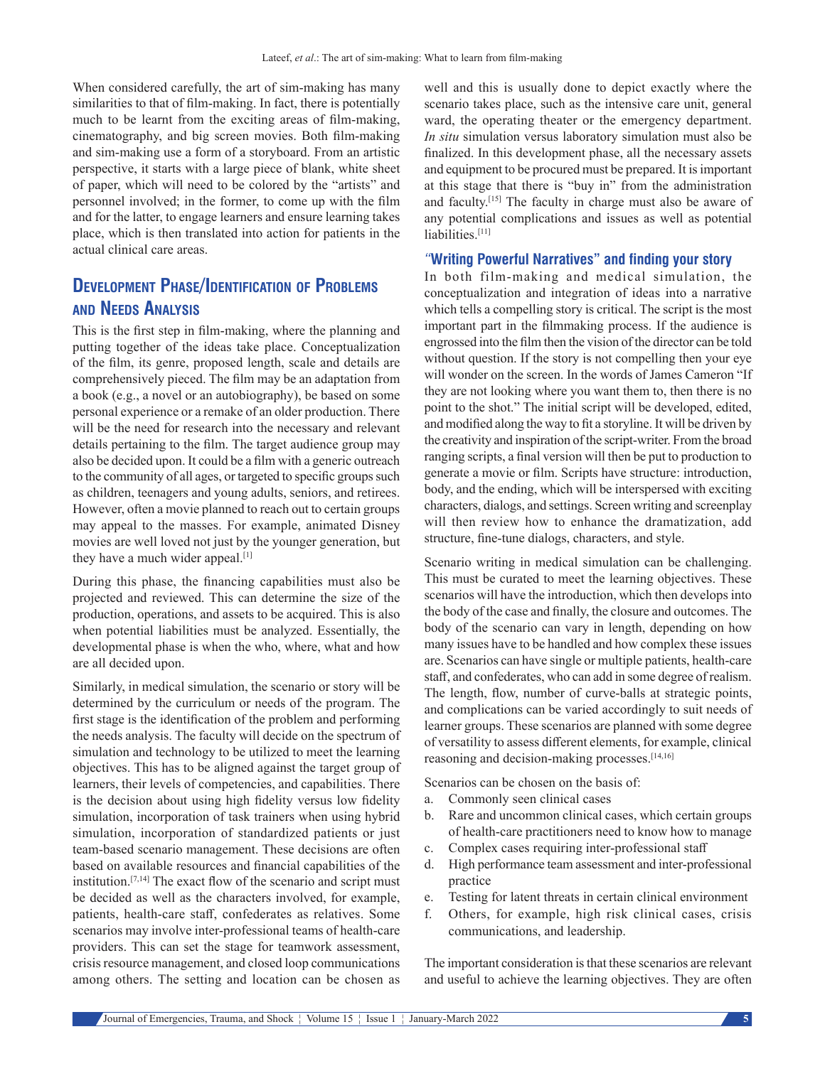When considered carefully, the art of sim-making has many similarities to that of film-making. In fact, there is potentially much to be learnt from the exciting areas of film-making, cinematography, and big screen movies. Both film-making and sim-making use a form of a storyboard. From an artistic perspective, it starts with a large piece of blank, white sheet of paper, which will need to be colored by the "artists" and personnel involved; in the former, to come up with the film and for the latter, to engage learners and ensure learning takes place, which is then translated into action for patients in the actual clinical care areas.

## Development Phase/Identification of Problems and Needs Analysis

This is the first step in film-making, where the planning and putting together of the ideas take place. Conceptualization of the film, its genre, proposed length, scale and details are comprehensively pieced. The film may be an adaptation from a book (e.g., a novel or an autobiography), be based on some personal experience or a remake of an older production. There will be the need for research into the necessary and relevant details pertaining to the film. The target audience group may also be decided upon. It could be a film with a generic outreach to the community of all ages, or targeted to specific groups such as children, teenagers and young adults, seniors, and retirees. However, often a movie planned to reach out to certain groups may appeal to the masses. For example, animated Disney movies are well loved not just by the younger generation, but they have a much wider appeal.[1]

During this phase, the financing capabilities must also be projected and reviewed. This can determine the size of the production, operations, and assets to be acquired. This is also when potential liabilities must be analyzed. Essentially, the developmental phase is when the who, where, what and how are all decided upon.

Similarly, in medical simulation, the scenario or story will be determined by the curriculum or needs of the program. The first stage is the identification of the problem and performing the needs analysis. The faculty will decide on the spectrum of simulation and technology to be utilized to meet the learning objectives. This has to be aligned against the target group of learners, their levels of competencies, and capabilities. There is the decision about using high fidelity versus low fidelity simulation, incorporation of task trainers when using hybrid simulation, incorporation of standardized patients or just team-based scenario management. These decisions are often based on available resources and financial capabilities of the institution.[7,14] The exact flow of the scenario and script must be decided as well as the characters involved, for example, patients, health-care staff, confederates as relatives. Some scenarios may involve inter-professional teams of health-care providers. This can set the stage for teamwork assessment, crisis resource management, and closed loop communications among others. The setting and location can be chosen as well and this is usually done to depict exactly where the scenario takes place, such as the intensive care unit, general ward, the operating theater or the emergency department. *In situ* simulation versus laboratory simulation must also be finalized. In this development phase, all the necessary assets and equipment to be procured must be prepared. It is important at this stage that there is "buy in" from the administration and faculty.[15] The faculty in charge must also be aware of any potential complications and issues as well as potential liabilities.[11]

### "Writing Powerful Narratives" and finding your story

In both film-making and medical simulation, the conceptualization and integration of ideas into a narrative which tells a compelling story is critical. The script is the most important part in the filmmaking process. If the audience is engrossed into the film then the vision of the director can be told without question. If the story is not compelling then your eye will wonder on the screen. In the words of James Cameron "If they are not looking where you want them to, then there is no point to the shot." The initial script will be developed, edited, and modified along the way to fit a storyline. It will be driven by the creativity and inspiration of the script-writer. From the broad ranging scripts, a final version will then be put to production to generate a movie or film. Scripts have structure: introduction, body, and the ending, which will be interspersed with exciting characters, dialogs, and settings. Screen writing and screenplay will then review how to enhance the dramatization, add structure, fine-tune dialogs, characters, and style.

Scenario writing in medical simulation can be challenging. This must be curated to meet the learning objectives. These scenarios will have the introduction, which then develops into the body of the case and finally, the closure and outcomes. The body of the scenario can vary in length, depending on how many issues have to be handled and how complex these issues are. Scenarios can have single or multiple patients, health-care staff, and confederates, who can add in some degree of realism. The length, flow, number of curve-balls at strategic points, and complications can be varied accordingly to suit needs of learner groups. These scenarios are planned with some degree of versatility to assess different elements, for example, clinical reasoning and decision-making processes.[14,16]

Scenarios can be chosen on the basis of:

a. Commonly seen clinical cases
b. Rare and uncommon clinical cases, which certain groups of health-care practitioners need to know how to manage
c. Complex cases requiring inter-professional staff
d. High performance team assessment and inter-professional practice
e. Testing for latent threats in certain clinical environment
f. Others, for example, high risk clinical cases, crisis communications, and leadership.

The important consideration is that these scenarios are relevant and useful to achieve the learning objectives. They are often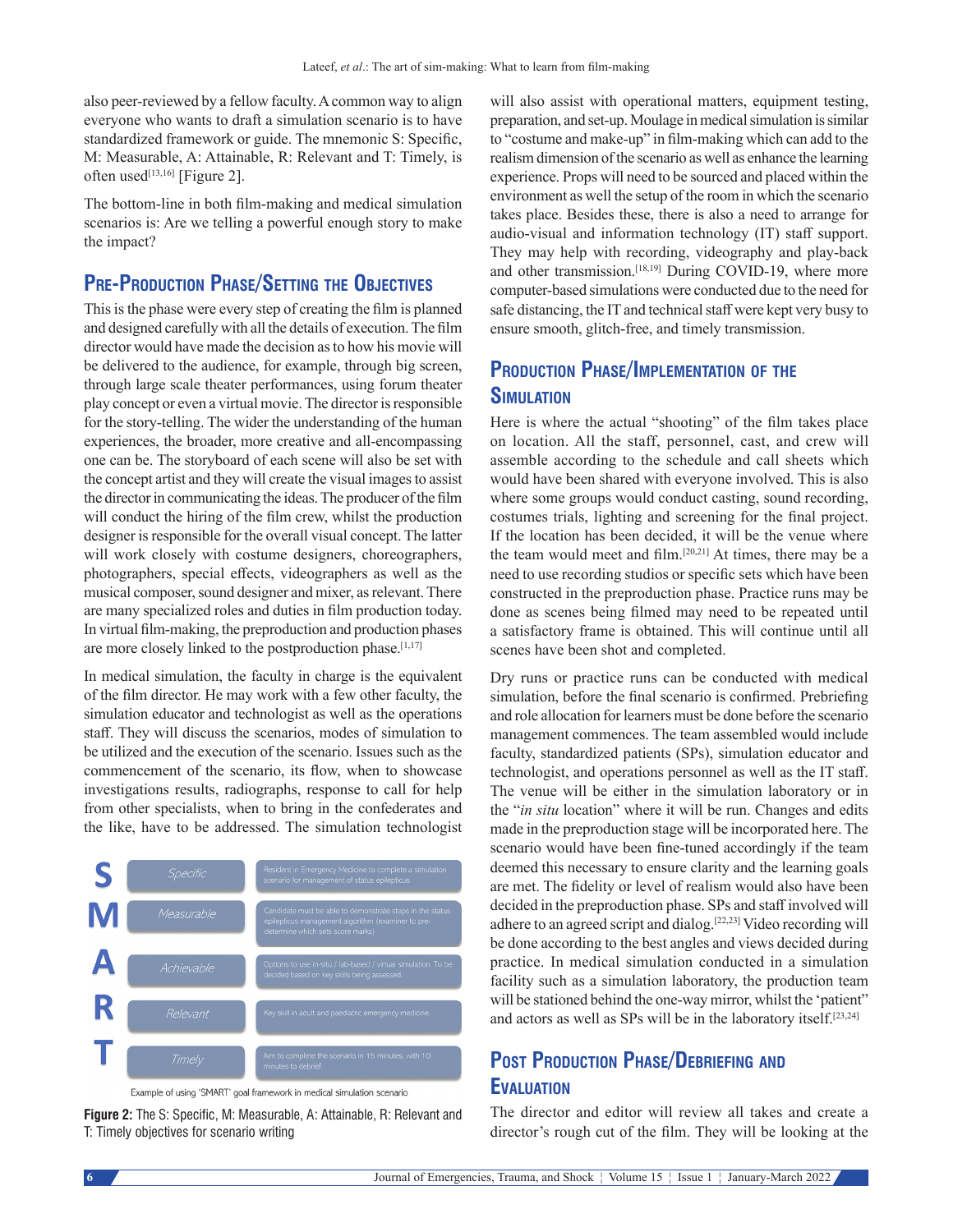also peer-reviewed by a fellow faculty. A common way to align everyone who wants to draft a simulation scenario is to have standardized framework or guide. The mnemonic S: Specific, M: Measurable, A: Attainable, R: Relevant and T: Timely, is often used[13,16] [Figure 2].

The bottom-line in both film-making and medical simulation scenarios is: Are we telling a powerful enough story to make the impact?

## Pre-Production Phase/Setting the Objectives

This is the phase were every step of creating the film is planned and designed carefully with all the details of execution. The film director would have made the decision as to how his movie will be delivered to the audience, for example, through big screen, through large scale theater performances, using forum theater play concept or even a virtual movie. The director is responsible for the story-telling. The wider the understanding of the human experiences, the broader, more creative and all-encompassing one can be. The storyboard of each scene will also be set with the concept artist and they will create the visual images to assist the director in communicating the ideas. The producer of the film will conduct the hiring of the film crew, whilst the production designer is responsible for the overall visual concept. The latter will work closely with costume designers, choreographers, photographers, special effects, videographers as well as the musical composer, sound designer and mixer, as relevant. There are many specialized roles and duties in film production today. In virtual film-making, the preproduction and production phases are more closely linked to the postproduction phase.[1,17]

In medical simulation, the faculty in charge is the equivalent of the film director. He may work with a few other faculty, the simulation educator and technologist as well as the operations staff. They will discuss the scenarios, modes of simulation to be utilized and the execution of the scenario. Issues such as the commencement of the scenario, its flow, when to showcase investigations results, radiographs, response to call for help from other specialists, when to bring in the confederates and the like, have to be addressed. The simulation technologist will also assist with operational matters, equipment testing, preparation, and set-up. Moulage in medical simulation is similar to "costume and make-up" in film-making which can add to the realism dimension of the scenario as well as enhance the learning experience. Props will need to be sourced and placed within the environment as well the setup of the room in which the scenario takes place. Besides these, there is also a need to arrange for audio-visual and information technology (IT) staff support. They may help with recording, videography and play-back and other transmission.[18,19] During COVID-19, where more computer-based simulations were conducted due to the need for safe distancing, the IT and technical staff were kept very busy to ensure smooth, glitch-free, and timely transmission.

| | | |
|---|---|---|
| S | Specific | Resident in Emergency Medicine to complete a simulation scenario for management of status epilepticus |
| M | Measurable | Candidate must be able to demonstrate steps in the status epilepticus management algorithm (examiner to pre-determine which sets score marks) |
| A | Achievable | Options to use in-situ / lab-based / virtual simulation. To be decided based on key skills being assessed. |
| R | Relevant | Key skill in adult and paediatric emergency medicine. |
| T | Timely | Aim to complete the scenario in 15 minutes, with 10 minutes to debrief. |

Example of using "SMART" goal framework in medical simulation scenario

**Figure 2:** The S: Specific, M: Measurable, A: Attainable, R: Relevant and T: Timely objectives for scenario writing

## Production Phase/Implementation of the Simulation

Here is where the actual "shooting" of the film takes place on location. All the staff, personnel, cast, and crew will assemble according to the schedule and call sheets which would have been shared with everyone involved. This is also where some groups would conduct casting, sound recording, costumes trials, lighting and screening for the final project. If the location has been decided, it will be the venue where the team would meet and film.[20,21] At times, there may be a need to use recording studios or specific sets which have been constructed in the preproduction phase. Practice runs may be done as scenes being filmed may need to be repeated until a satisfactory frame is obtained. This will continue until all scenes have been shot and completed.

Dry runs or practice runs can be conducted with medical simulation, before the final scenario is confirmed. Prebriefing and role allocation for learners must be done before the scenario management commences. The team assembled would include faculty, standardized patients (SPs), simulation educator and technologist, and operations personnel as well as the IT staff. The venue will be either in the simulation laboratory or in the "*in situ* location" where it will be run. Changes and edits made in the preproduction stage will be incorporated here. The scenario would have been fine-tuned accordingly if the team deemed this necessary to ensure clarity and the learning goals are met. The fidelity or level of realism would also have been decided in the preproduction phase. SPs and staff involved will adhere to an agreed script and dialog.[22,23] Video recording will be done according to the best angles and views decided during practice. In medical simulation conducted in a simulation facility such as a simulation laboratory, the production team will be stationed behind the one-way mirror, whilst the 'patient' and actors as well as SPs will be in the laboratory itself.[23,24]

## Post Production Phase/Debriefing and Evaluation

The director and editor will review all takes and create a director's rough cut of the film. They will be looking at the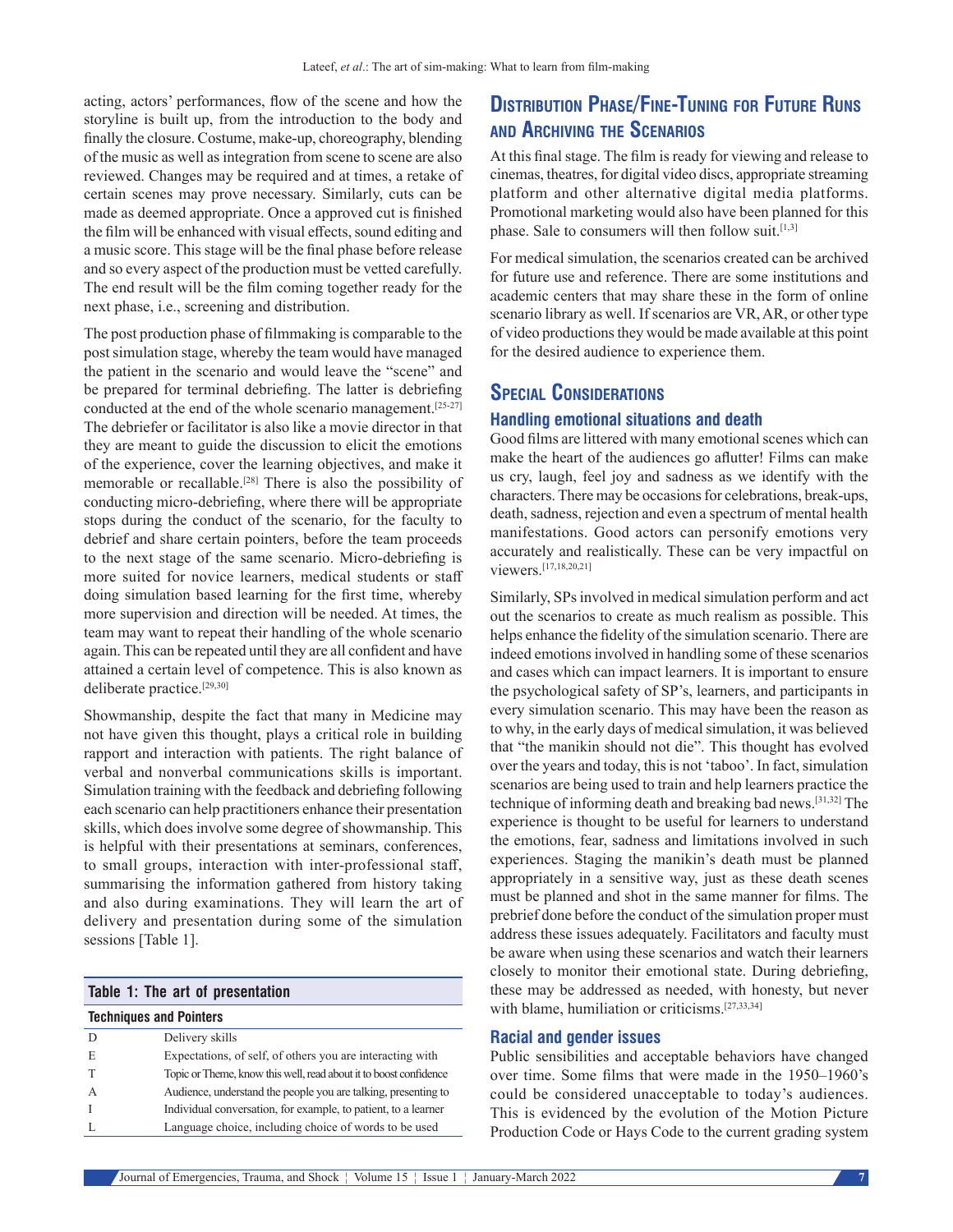acting, actors' performances, flow of the scene and how the storyline is built up, from the introduction to the body and finally the closure. Costume, make-up, choreography, blending of the music as well as integration from scene to scene are also reviewed. Changes may be required and at times, a retake of certain scenes may prove necessary. Similarly, cuts can be made as deemed appropriate. Once a approved cut is finished the film will be enhanced with visual effects, sound editing and a music score. This stage will be the final phase before release and so every aspect of the production must be vetted carefully. The end result will be the film coming together ready for the next phase, i.e., screening and distribution.

The post production phase of filmmaking is comparable to the post simulation stage, whereby the team would have managed the patient in the scenario and would leave the "scene" and be prepared for terminal debriefing. The latter is debriefing conducted at the end of the whole scenario management.[25-27] The debriefer or facilitator is also like a movie director in that they are meant to guide the discussion to elicit the emotions of the experience, cover the learning objectives, and make it memorable or recallable.[28] There is also the possibility of conducting micro-debriefing, where there will be appropriate stops during the conduct of the scenario, for the faculty to debrief and share certain pointers, before the team proceeds to the next stage of the same scenario. Micro-debriefing is more suited for novice learners, medical students or staff doing simulation based learning for the first time, whereby more supervision and direction will be needed. At times, the team may want to repeat their handling of the whole scenario again. This can be repeated until they are all confident and have attained a certain level of competence. This is also known as deliberate practice.[29,30]

Showmanship, despite the fact that many in Medicine may not have given this thought, plays a critical role in building rapport and interaction with patients. The right balance of verbal and nonverbal communications skills is important. Simulation training with the feedback and debriefing following each scenario can help practitioners enhance their presentation skills, which does involve some degree of showmanship. This is helpful with their presentations at seminars, conferences, to small groups, interaction with inter-professional staff, summarising the information gathered from history taking and also during examinations. They will learn the art of delivery and presentation during some of the simulation sessions [Table 1].

**Table 1: The art of presentation**

| Techniques and Pointers | |
|---|---|
| D | Delivery skills |
| E | Expectations, of self, of others you are interacting with |
| T | Topic or Theme, know this well, read about it to boost confidence |
| A | Audience, understand the people you are talking, presenting to |
| I | Individual conversation, for example, to patient, to a learner |
| L | Language choice, including choice of words to be used |

## Distribution Phase/Fine-Tuning for Future Runs and Archiving the Scenarios

At this final stage. The film is ready for viewing and release to cinemas, theatres, for digital video discs, appropriate streaming platform and other alternative digital media platforms. Promotional marketing would also have been planned for this phase. Sale to consumers will then follow suit.[1,3]

For medical simulation, the scenarios created can be archived for future use and reference. There are some institutions and academic centers that may share these in the form of online scenario library as well. If scenarios are VR, AR, or other type of video productions they would be made available at this point for the desired audience to experience them.

## Special Considerations

### Handling emotional situations and death

Good films are littered with many emotional scenes which can make the heart of the audiences go aflutter! Films can make us cry, laugh, feel joy and sadness as we identify with the characters. There may be occasions for celebrations, break-ups, death, sadness, rejection and even a spectrum of mental health manifestations. Good actors can personify emotions very accurately and realistically. These can be very impactful on viewers.[17,18,20,21]

Similarly, SPs involved in medical simulation perform and act out the scenarios to create as much realism as possible. This helps enhance the fidelity of the simulation scenario. There are indeed emotions involved in handling some of these scenarios and cases which can impact learners. It is important to ensure the psychological safety of SP's, learners, and participants in every simulation scenario. This may have been the reason as to why, in the early days of medical simulation, it was believed that "the manikin should not die". This thought has evolved over the years and today, this is not 'taboo'. In fact, simulation scenarios are being used to train and help learners practice the technique of informing death and breaking bad news.[31,32] The experience is thought to be useful for learners to understand the emotions, fear, sadness and limitations involved in such experiences. Staging the manikin's death must be planned appropriately in a sensitive way, just as these death scenes must be planned and shot in the same manner for films. The prebrief done before the conduct of the simulation proper must address these issues adequately. Facilitators and faculty must be aware when using these scenarios and watch their learners closely to monitor their emotional state. During debriefing, these may be addressed as needed, with honesty, but never with blame, humiliation or criticisms.[27,33,34]

### Racial and gender issues

Public sensibilities and acceptable behaviors have changed over time. Some films that were made in the 1950–1960's could be considered unacceptable to today's audiences. This is evidenced by the evolution of the Motion Picture Production Code or Hays Code to the current grading system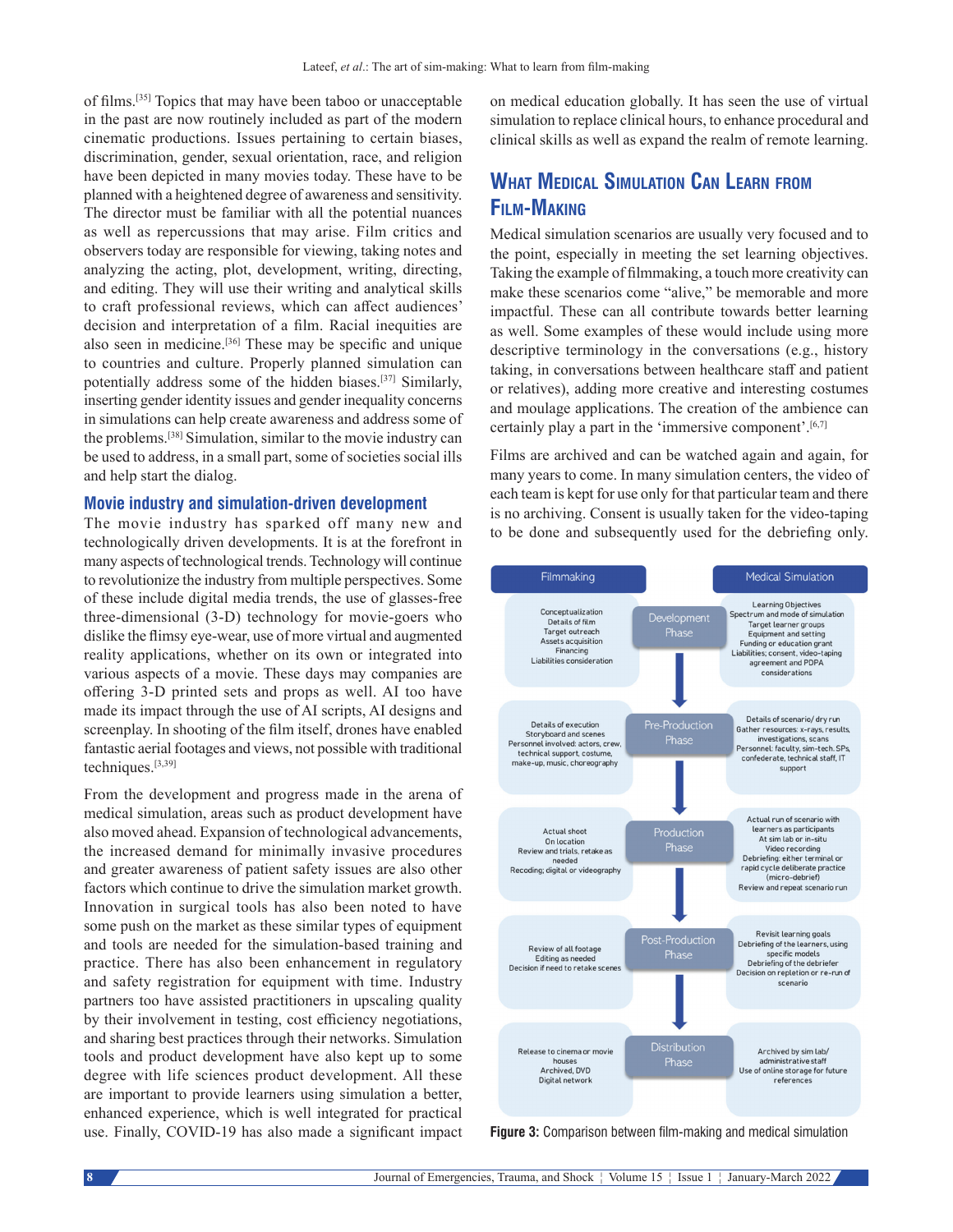of films.[35] Topics that may have been taboo or unacceptable in the past are now routinely included as part of the modern cinematic productions. Issues pertaining to certain biases, discrimination, gender, sexual orientation, race, and religion have been depicted in many movies today. These have to be planned with a heightened degree of awareness and sensitivity. The director must be familiar with all the potential nuances as well as repercussions that may arise. Film critics and observers today are responsible for viewing, taking notes and analyzing the acting, plot, development, writing, directing, and editing. They will use their writing and analytical skills to craft professional reviews, which can affect audiences' decision and interpretation of a film. Racial inequities are also seen in medicine.[36] These may be specific and unique to countries and culture. Properly planned simulation can potentially address some of the hidden biases.[37] Similarly, inserting gender identity issues and gender inequality concerns in simulations can help create awareness and address some of the problems.[38] Simulation, similar to the movie industry can be used to address, in a small part, some of societies social ills and help start the dialog.

### Movie industry and simulation-driven development

The movie industry has sparked off many new and technologically driven developments. It is at the forefront in many aspects of technological trends. Technology will continue to revolutionize the industry from multiple perspectives. Some of these include digital media trends, the use of glasses-free three-dimensional (3-D) technology for movie-goers who dislike the flimsy eye-wear, use of more virtual and augmented reality applications, whether on its own or integrated into various aspects of a movie. These days many companies are offering 3-D printed sets and props as well. AI too have made its impact through the use of AI scripts, AI designs and screenplay. In shooting of the film itself, drones have enabled fantastic aerial footages and views, not possible with traditional techniques.[3,39]

From the development and progress made in the arena of medical simulation, areas such as product development have also moved ahead. Expansion of technological advancements, the increased demand for minimally invasive procedures and greater awareness of patient safety issues are also other factors which continue to drive the simulation market growth. Innovation in surgical tools has also been noted to have some push on the market as these similar types of equipment and tools are needed for the simulation-based training and practice. There has also been enhancement in regulatory and safety registration for equipment with time. Industry partners too have assisted practitioners in upscaling quality by their involvement in testing, cost efficiency negotiations, and sharing best practices through their networks. Simulation tools and product development have also kept up to some degree with life sciences product development. All these are important to provide learners using simulation a better, enhanced experience, which is well integrated for practical use. Finally, COVID-19 has also made a significant impact on medical education globally. It has seen the use of virtual simulation to replace clinical hours, to enhance procedural and clinical skills as well as expand the realm of remote learning.

## What Medical Simulation Can Learn from Film-Making

Medical simulation scenarios are usually very focused and to the point, especially in meeting the set learning objectives. Taking the example of filmmaking, a touch more creativity can make these scenarios come "alive," be memorable and more impactful. These can all contribute towards better learning as well. Some examples of these would include using more descriptive terminology in the conversations (e.g., history taking, in conversations between healthcare staff and patient or relatives), adding more creative and interesting costumes and moulage applications. The creation of the ambience can certainly play a part in the 'immersive component'.[6,7]

Films are archived and can be watched again and again, for many years to come. In many simulation centers, the video of each team is kept for use only for that particular team and there is no archiving. Consent is usually taken for the video-taping to be done and subsequently used for the debriefing only.

| Filmmaking | Phase | Medical Simulation |
|---|---|---|
| Conceptualization; Details of film; Target outreach; Assets acquisition; Financing; Liabilities consideration | Development Phase | Learning Objectives; Spectrum and mode of simulation; Target learner groups; Equipment and setting; Funding or education grant; Liabilities; consent, video-taping agreement and PDPA considerations |
| Details of execution; Storyboard and scenes; Personnel involved: actors, crew, technical support, costume, make-up, music, choreography | Pre-Production Phase | Details of scenario/ dry run; Gather resources: x-rays, results, investigations, scans; Personnel: faculty, sim-tech, SPs, confederate, technical staff, IT support |
| Actual shoot; On location; Review and trials, retake as needed; Recoding; digital or videography | Production Phase | Actual run of scenario with learners as participants; At sim lab or in-situ; Video recording; Debriefing: either terminal or rapid cycle deliberate practice (micro-debrief); Review and repeat scenario run |
| Review of all footage; Editing as needed; Decision if need to retake scenes | Post-Production Phase | Revisit learning goals; Debriefing of the learners, using specific models; Debriefing of the debriefer; Decision on repletion or re-run of scenario |
| Release to cinema or movie houses; Archived, DVD; Digital network | Distribution Phase | Archived by sim lab/ administrative staff; Use of online storage for future references |

**Figure 3:** Comparison between film-making and medical simulation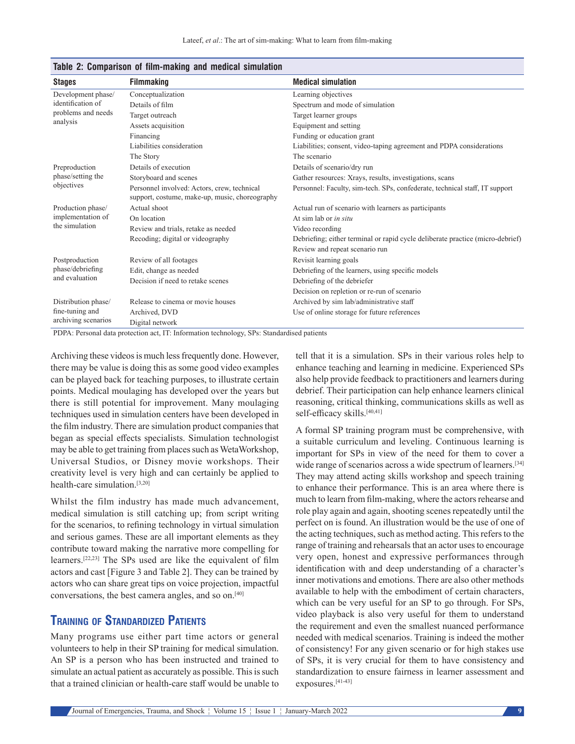**Table 2: Comparison of film-making and medical simulation**

| Stages | Filmmaking | Medical simulation |
|---|---|---|
| Development phase/ identification of problems and needs analysis | Conceptualization | Learning objectives |
| | Details of film | Spectrum and mode of simulation |
| | Target outreach | Target learner groups |
| | Assets acquisition | Equipment and setting |
| | Financing | Funding or education grant |
| | Liabilities consideration | Liabilities; consent, video-taping agreement and PDPA considerations |
| | The Story | The scenario |
| Preproduction phase/setting the objectives | Details of execution | Details of scenario/dry run |
| | Storyboard and scenes | Gather resources: Xrays, results, investigations, scans |
| | Personnel involved: Actors, crew, technical support, costume, make-up, music, choreography | Personnel: Faculty, sim-tech. SPs, confederate, technical staff, IT support |
| Production phase/ implementation of the simulation | Actual shoot | Actual run of scenario with learners as participants |
| | On location | At sim lab or *in situ* |
| | Review and trials, retake as needed | Video recording |
| | Recoding; digital or videography | Debriefing; either terminal or rapid cycle deliberate practice (micro-debrief) |
| | | Review and repeat scenario run |
| Postproduction phase/debriefing and evaluation | Review of all footages | Revisit learning goals |
| | Edit, change as needed | Debriefing of the learners, using specific models |
| | Decision if need to retake scenes | Debriefing of the debriefer |
| | | Decision on repletion or re-run of scenario |
| Distribution phase/ fine-tuning and archiving scenarios | Release to cinema or movie houses | Archived by sim lab/administrative staff |
| | Archived, DVD | Use of online storage for future references |
| | Digital network | |

PDPA: Personal data protection act, IT: Information technology, SPs: Standardised patients

Archiving these videos is much less frequently done. However, there may be value is doing this as some good video examples can be played back for teaching purposes, to illustrate certain points. Medical moulaging has developed over the years but there is still potential for improvement. Many moulaging techniques used in simulation centers have been developed in the film industry. There are simulation product companies that began as special effects specialists. Simulation technologist may be able to get training from places such as WetaWorkshop, Universal Studios, or Disney movie workshops. Their creativity level is very high and can certainly be applied to health-care simulation.[3,20]

Whilst the film industry has made much advancement, medical simulation is still catching up; from script writing for the scenarios, to refining technology in virtual simulation and serious games. These are all important elements as they contribute toward making the narrative more compelling for learners.[22,23] The SPs used are like the equivalent of film actors and cast [Figure 3 and Table 2]. They can be trained by actors who can share great tips on voice projection, impactful conversations, the best camera angles, and so on.[40]

## Training of Standardized Patients

Many programs use either part time actors or general volunteers to help in their SP training for medical simulation. An SP is a person who has been instructed and trained to simulate an actual patient as accurately as possible. This is such that a trained clinician or health-care staff would be unable to tell that it is a simulation. SPs in their various roles help to enhance teaching and learning in medicine. Experienced SPs also help provide feedback to practitioners and learners during debrief. Their participation can help enhance learners clinical reasoning, critical thinking, communications skills as well as self-efficacy skills.[40,41]

A formal SP training program must be comprehensive, with a suitable curriculum and leveling. Continuous learning is important for SPs in view of the need for them to cover a wide range of scenarios across a wide spectrum of learners.[34] They may attend acting skills workshop and speech training to enhance their performance. This is an area where there is much to learn from film-making, where the actors rehearse and role play again and again, shooting scenes repeatedly until the perfect on is found. An illustration would be the use of one of the acting techniques, such as method acting. This refers to the range of training and rehearsals that an actor uses to encourage very open, honest and expressive performances through identification with and deep understanding of a character's inner motivations and emotions. There are also other methods available to help with the embodiment of certain characters, which can be very useful for an SP to go through. For SPs, video playback is also very useful for them to understand the requirement and even the smallest nuanced performance needed with medical scenarios. Training is indeed the mother of consistency! For any given scenario or for high stakes use of SPs, it is very crucial for them to have consistency and standardization to ensure fairness in learner assessment and exposures.[41-43]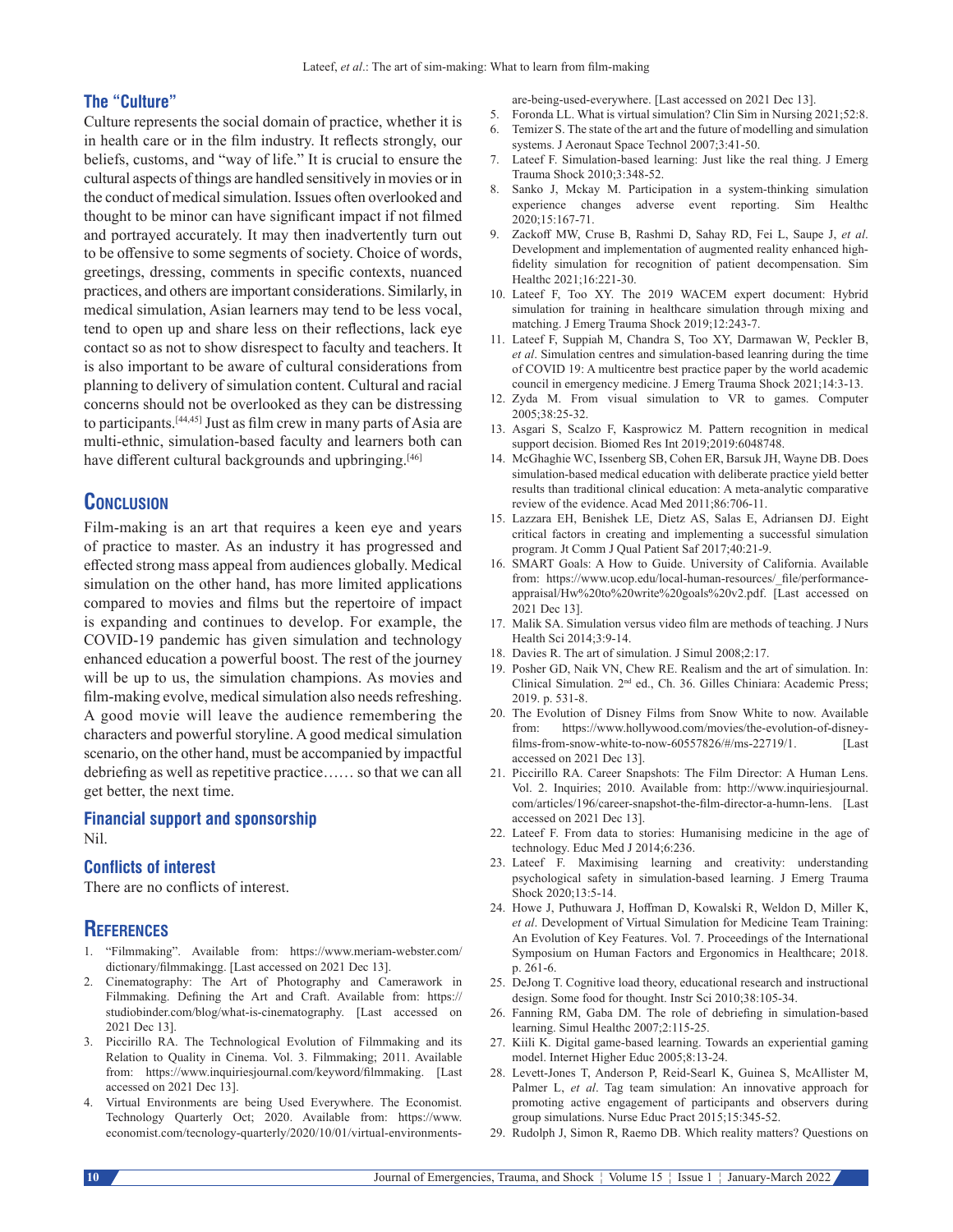### The "Culture"

Culture represents the social domain of practice, whether it is in health care or in the film industry. It reflects strongly, our beliefs, customs, and "way of life." It is crucial to ensure the cultural aspects of things are handled sensitively in movies or in the conduct of medical simulation. Issues often overlooked and thought to be minor can have significant impact if not filmed and portrayed accurately. It may then inadvertently turn out to be offensive to some segments of society. Choice of words, greetings, dressing, comments in specific contexts, nuanced practices, and others are important considerations. Similarly, in medical simulation, Asian learners may tend to be less vocal, tend to open up and share less on their reflections, lack eye contact so as not to show disrespect to faculty and teachers. It is also important to be aware of cultural considerations from planning to delivery of simulation content. Cultural and racial concerns should not be overlooked as they can be distressing to participants.[44,45] Just as film crew in many parts of Asia are multi-ethnic, simulation-based faculty and learners both can have different cultural backgrounds and upbringing.[46]

## Conclusion

Film-making is an art that requires a keen eye and years of practice to master. As an industry it has progressed and effected strong mass appeal from audiences globally. Medical simulation on the other hand, has more limited applications compared to movies and films but the repertoire of impact is expanding and continues to develop. For example, the COVID-19 pandemic has given simulation and technology enhanced education a powerful boost. The rest of the journey will be up to us, the simulation champions. As movies and film-making evolve, medical simulation also needs refreshing. A good movie will leave the audience remembering the characters and powerful storyline. A good medical simulation scenario, on the other hand, must be accompanied by impactful debriefing as well as repetitive practice…… so that we can all get better, the next time.

### Financial support and sponsorship

Nil.

### Conflicts of interest

There are no conflicts of interest.

## References

1. "Filmmaking". Available from: https://www.meriam-webster.com/dictionary/filmmakingg. [Last accessed on 2021 Dec 13].
2. Cinematography: The Art of Photography and Camerawork in Filmmaking. Defining the Art and Craft. Available from: https://studiobinder.com/blog/what-is-cinematography. [Last accessed on 2021 Dec 13].
3. Piccirillo RA. The Technological Evolution of Filmmaking and its Relation to Quality in Cinema. Vol. 3. Filmmaking; 2011. Available from: https://www.inquiriesjournal.com/keyword/filmmaking. [Last accessed on 2021 Dec 13].
4. Virtual Environments are being Used Everywhere. The Economist. Technology Quarterly Oct; 2020. Available from: https://www.economist.com/tecnology-quarterly/2020/10/01/virtual-environments-are-being-used-everywhere. [Last accessed on 2021 Dec 13].
5. Foronda LL. What is virtual simulation? Clin Sim in Nursing 2021;52:8.
6. Temizer S. The state of the art and the future of modelling and simulation systems. J Aeronaut Space Technol 2007;3:41-50.
7. Lateef F. Simulation-based learning: Just like the real thing. J Emerg Trauma Shock 2010;3:348-52.
8. Sanko J, Mckay M. Participation in a system-thinking simulation experience changes adverse event reporting. Sim Healthc 2020;15:167-71.
9. Zackoff MW, Cruse B, Rashmi D, Sahay RD, Fei L, Saupe J, *et al*. Development and implementation of augmented reality enhanced high-fidelity simulation for recognition of patient decompensation. Sim Healthc 2021;16:221-30.
10. Lateef F, Too XY. The 2019 WACEM expert document: Hybrid simulation for training in healthcare simulation through mixing and matching. J Emerg Trauma Shock 2019;12:243-7.
11. Lateef F, Suppiah M, Chandra S, Too XY, Darmawan W, Peckler B, *et al*. Simulation centres and simulation-based leanring during the time of COVID 19: A multicentre best practice paper by the world academic council in emergency medicine. J Emerg Trauma Shock 2021;14:3-13.
12. Zyda M. From visual simulation to VR to games. Computer 2005;38:25-32.
13. Asgari S, Scalzo F, Kasprowicz M. Pattern recognition in medical support decision. Biomed Res Int 2019;2019:6048748.
14. McGhaghie WC, Issenberg SB, Cohen ER, Barsuk JH, Wayne DB. Does simulation-based medical education with deliberate practice yield better results than traditional clinical education: A meta-analytic comparative review of the evidence. Acad Med 2011;86:706-11.
15. Lazzara EH, Benishek LE, Dietz AS, Salas E, Adriansen DJ. Eight critical factors in creating and implementing a successful simulation program. Jt Comm J Qual Patient Saf 2017;40:21-9.
16. SMART Goals: A How to Guide. University of California. Available from: https://www.ucop.edu/local-human-resources/_file/performance-appraisal/Hw%20to%20write%20goals%20v2.pdf. [Last accessed on 2021 Dec 13].
17. Malik SA. Simulation versus video film are methods of teaching. J Nurs Health Sci 2014;3:9-14.
18. Davies R. The art of simulation. J Simul 2008;2:17.
19. Posher GD, Naik VN, Chew RE. Realism and the art of simulation. In: Clinical Simulation. 2nd ed., Ch. 36. Gilles Chiniara: Academic Press; 2019. p. 531-8.
20. The Evolution of Disney Films from Snow White to now. Available from: https://www.hollywood.com/movies/the-evolution-of-disney-films-from-snow-white-to-now-60557826/#/ms-22719/1. [Last accessed on 2021 Dec 13].
21. Piccirillo RA. Career Snapshots: The Film Director: A Human Lens. Vol. 2. Inquiries; 2010. Available from: http://www.inquiriesjournal.com/articles/196/career-snapshot-the-film-director-a-humn-lens. [Last accessed on 2021 Dec 13].
22. Lateef F. From data to stories: Humanising medicine in the age of technology. Educ Med J 2014;6:236.
23. Lateef F. Maximising learning and creativity: understanding psychological safety in simulation-based learning. J Emerg Trauma Shock 2020;13:5-14.
24. Howe J, Puthuwara J, Hoffman D, Kowalski R, Weldon D, Miller K, *et al*. Development of Virtual Simulation for Medicine Team Training: An Evolution of Key Features. Vol. 7. Proceedings of the International Symposium on Human Factors and Ergonomics in Healthcare; 2018. p. 261-6.
25. DeJong T. Cognitive load theory, educational research and instructional design. Some food for thought. Instr Sci 2010;38:105-34.
26. Fanning RM, Gaba DM. The role of debriefing in simulation-based learning. Simul Healthc 2007;2:115-25.
27. Kiili K. Digital game-based learning. Towards an experiential gaming model. Internet Higher Educ 2005;8:13-24.
28. Levett-Jones T, Anderson P, Reid-Searl K, Guinea S, McAllister M, Palmer L, *et al*. Tag team simulation: An innovative approach for promoting active engagement of participants and observers during group simulations. Nurse Educ Pract 2015;15:345-52.
29. Rudolph J, Simon R, Raemo DB. Which reality matters? Questions on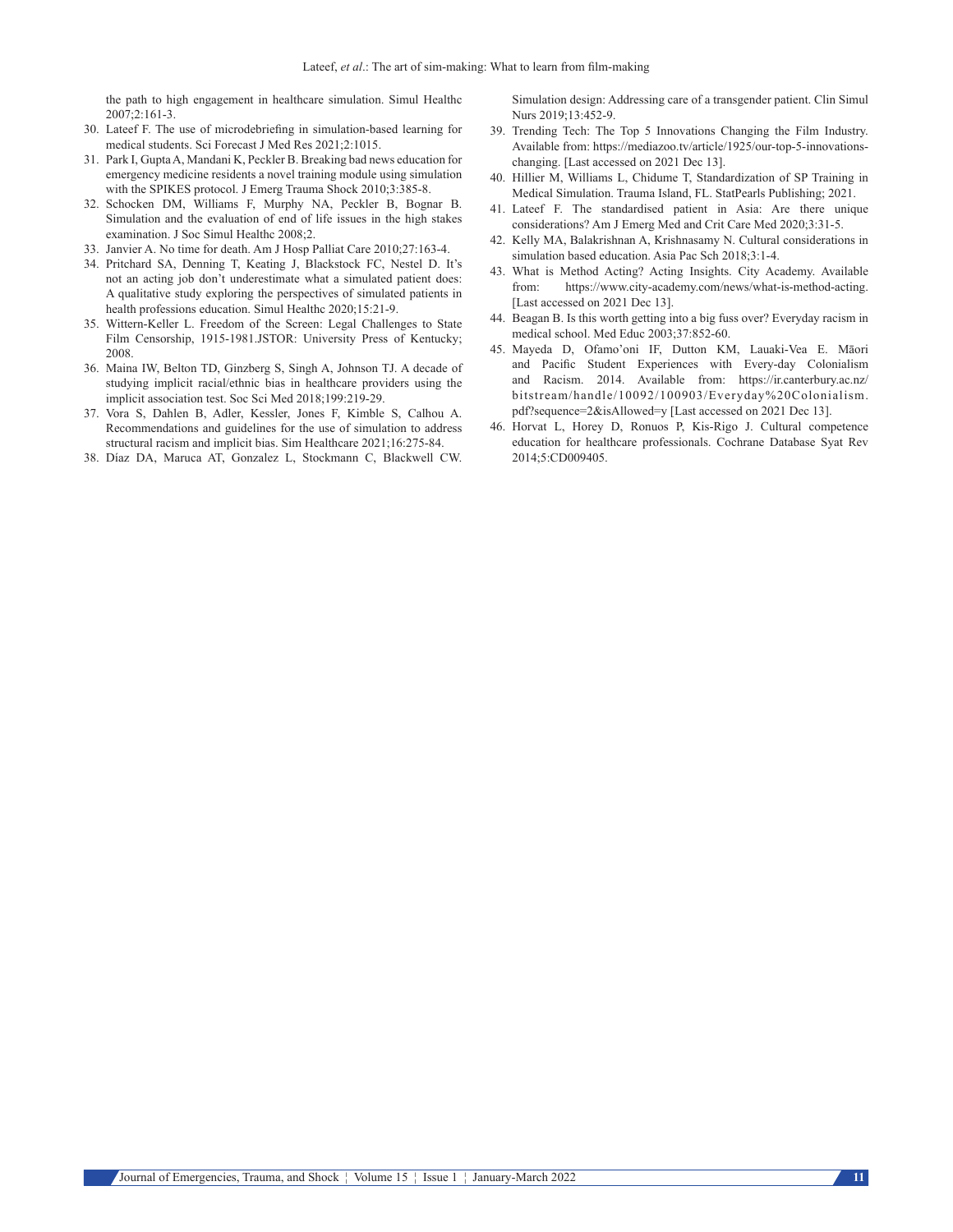the path to high engagement in healthcare simulation. Simul Healthc 2007;2:161-3.

30. Lateef F. The use of microdebriefing in simulation-based learning for medical students. Sci Forecast J Med Res 2021;2:1015.
31. Park I, Gupta A, Mandani K, Peckler B. Breaking bad news education for emergency medicine residents a novel training module using simulation with the SPIKES protocol. J Emerg Trauma Shock 2010;3:385-8.
32. Schocken DM, Williams F, Murphy NA, Peckler B, Bognar B. Simulation and the evaluation of end of life issues in the high stakes examination. J Soc Simul Healthc 2008;2.
33. Janvier A. No time for death. Am J Hosp Palliat Care 2010;27:163-4.
34. Pritchard SA, Denning T, Keating J, Blackstock FC, Nestel D. It's not an acting job don't underestimate what a simulated patient does: A qualitative study exploring the perspectives of simulated patients in health professions education. Simul Healthc 2020;15:21-9.
35. Wittern-Keller L. Freedom of the Screen: Legal Challenges to State Film Censorship, 1915-1981.JSTOR: University Press of Kentucky; 2008.
36. Maina IW, Belton TD, Ginzberg S, Singh A, Johnson TJ. A decade of studying implicit racial/ethnic bias in healthcare providers using the implicit association test. Soc Sci Med 2018;199:219-29.
37. Vora S, Dahlen B, Adler, Kessler, Jones F, Kimble S, Calhou A. Recommendations and guidelines for the use of simulation to address structural racism and implicit bias. Sim Healthcare 2021;16:275-84.
38. Díaz DA, Maruca AT, Gonzalez L, Stockmann C, Blackwell CW. Simulation design: Addressing care of a transgender patient. Clin Simul Nurs 2019;13:452-9.
39. Trending Tech: The Top 5 Innovations Changing the Film Industry. Available from: https://mediazoo.tv/article/1925/our-top-5-innovations-changing. [Last accessed on 2021 Dec 13].
40. Hillier M, Williams L, Chidume T, Standardization of SP Training in Medical Simulation. Trauma Island, FL. StatPearls Publishing; 2021.
41. Lateef F. The standardised patient in Asia: Are there unique considerations? Am J Emerg Med and Crit Care Med 2020;3:31-5.
42. Kelly MA, Balakrishnan A, Krishnasamy N. Cultural considerations in simulation based education. Asia Pac Sch 2018;3:1-4.
43. What is Method Acting? Acting Insights. City Academy. Available from: https://www.city-academy.com/news/what-is-method-acting. [Last accessed on 2021 Dec 13].
44. Beagan B. Is this worth getting into a big fuss over? Everyday racism in medical school. Med Educ 2003;37:852-60.
45. Mayeda D, Ofamo'oni IF, Dutton KM, Lauaki-Vea E. Māori and Pacific Student Experiences with Every-day Colonialism and Racism. 2014. Available from: https://ir.canterbury.ac.nz/bitstream/handle/10092/100903/Everyday%20Colonialism.pdf?sequence=2&isAllowed=y [Last accessed on 2021 Dec 13].
46. Horvat L, Horey D, Ronuos P, Kis-Rigo J. Cultural competence education for healthcare professionals. Cochrane Database Syat Rev 2014;5:CD009405.